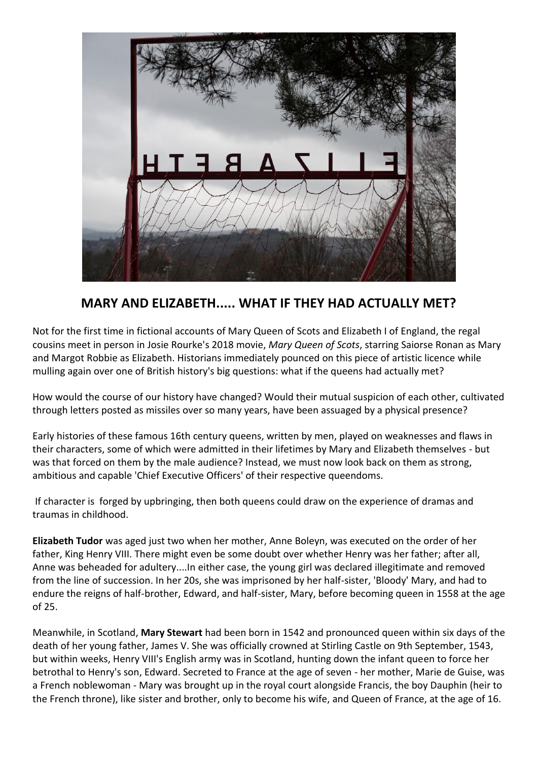## MARY AND ELIZABETH..... WHAT IF THEY HAD ACTUALLY MET?

Not for the first time in fictional accounts of Mary Queen of Scots and Elizabeth I of England, the regal cousins meet in person in Josie Rourke's 2018 movie, *Mary Queen of Scots*, starring Saiorse Ronan as Mary and Margot Robbie as Elizabeth. Historians immediately pounced on this piece of artistic licence while mulling again over one of British history's big questions: what if the queens had actually met?

How would the course of our history have changed? Would their mutual suspicion of each other, cultivated through letters posted as missiles over so many years, have been assuaged by a physical presence?

Early histories of these famous 16th century queens, written by men, played on weaknesses and flaws in their characters, some of which were admitted in their lifetimes by Mary and Elizabeth themselves - but was that forced on them by the male audience? Instead, we must now look back on them as strong, ambitious and capable 'Chief Executive Officers' of their respective queendoms.

If character is forged by upbringing, then both queens could draw on the experience of dramas and traumas in childhood.

**Elizabeth Tudor** was aged just two when her mother, Anne Boleyn, was executed on the order of her father, King Henry VIII. There might even be some doubt over whether Henry was her father; after all, Anne was beheaded for adultery....In either case, the young girl was declared illegitimate and removed from the line of succession. In her 20s, she was imprisoned by her half-sister, 'Bloody' Mary, and had to endure the reigns of half-brother, Edward, and half-sister, Mary, before becoming queen in 1558 at the age of 25.

Meanwhile, in Scotland, **Mary Stewart** had been born in 1542 and pronounced queen within six days of the death of her young father, James V. She was officially crowned at Stirling Castle on 9th September, 1543, but within weeks, Henry VIII's English army was in Scotland, hunting down the infant queen to force her betrothal to Henry's son, Edward. Secreted to France at the age of seven - her mother, Marie de Guise, was a French noblewoman - Mary was brought up in the royal court alongside Francis, the boy Dauphin (heir to the French throne), like sister and brother, only to become his wife, and Queen of France, at the age of 16.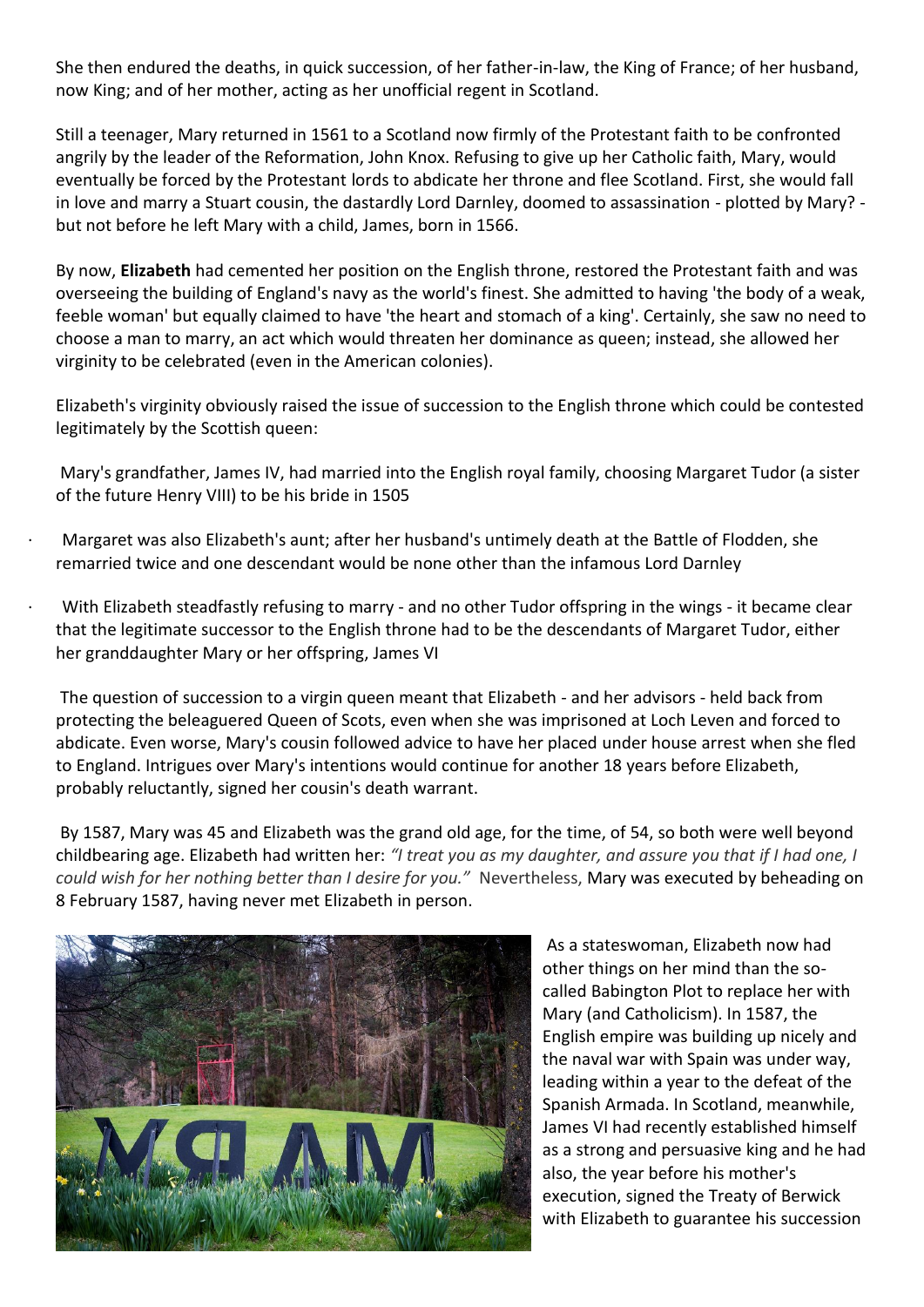She then endured the deaths, in quick succession, of her father-in-law, the King of France; of her husband, now King; and of her mother, acting as her unofficial regent in Scotland.

Still a teenager, Mary returned in 1561 to a Scotland now firmly of the Protestant faith to be confronted angrily by the leader of the Reformation, John Knox. Refusing to give up her Catholic faith, Mary, would eventually be forced by the Protestant lords to abdicate her throne and flee Scotland. First, she would fall in love and marry a Stuart cousin, the dastardly Lord Darnley, doomed to assassination - plotted by Mary? - but not before he left Mary with a child, James, born in 1566.

By now, **Elizabeth** had cemented her position on the English throne, restored the Protestant faith and was overseeing the building of England's navy as the world's finest. She admitted to having 'the body of a weak, feeble woman' but equally claimed to have 'the heart and stomach of a king'. Certainly, she saw no need to choose a man to marry, an act which would threaten her dominance as queen; instead, she allowed her virginity to be celebrated (even in the American colonies).

Elizabeth's virginity obviously raised the issue of succession to the English throne which could be contested legitimately by the Scottish queen:

Mary's grandfather, James IV, had married into the English royal family, choosing Margaret Tudor (a sister of the future Henry VIII) to be his bride in 1505

- Margaret was also Elizabeth's aunt; after her husband's untimely death at the Battle of Flodden, she remarried twice and one descendant would be none other than the infamous Lord Darnley
- With Elizabeth steadfastly refusing to marry - and no other Tudor offspring in the wings - it became clear that the legitimate successor to the English throne had to be the descendants of Margaret Tudor, either her granddaughter Mary or her offspring, James VI

The question of succession to a virgin queen meant that Elizabeth - and her advisors - held back from protecting the beleaguered Queen of Scots, even when she was imprisoned at Loch Leven and forced to abdicate. Even worse, Mary's cousin followed advice to have her placed under house arrest when she fled to England. Intrigues over Mary's intentions would continue for another 18 years before Elizabeth, probably reluctantly, signed her cousin's death warrant.

By 1587, Mary was 45 and Elizabeth was the grand old age, for the time, of 54, so both were well beyond childbearing age. Elizabeth had written her: *"I treat you as my daughter, and assure you that if I had one, I could wish for her nothing better than I desire for you."* Nevertheless, Mary was executed by beheading on 8 February 1587, having never met Elizabeth in person.

As a stateswoman, Elizabeth now had other things on her mind than the so-called Babington Plot to replace her with Mary (and Catholicism). In 1587, the English empire was building up nicely and the naval war with Spain was under way, leading within a year to the defeat of the Spanish Armada. In Scotland, meanwhile, James VI had recently established himself as a strong and persuasive king and he had also, the year before his mother's execution, signed the Treaty of Berwick with Elizabeth to guarantee his succession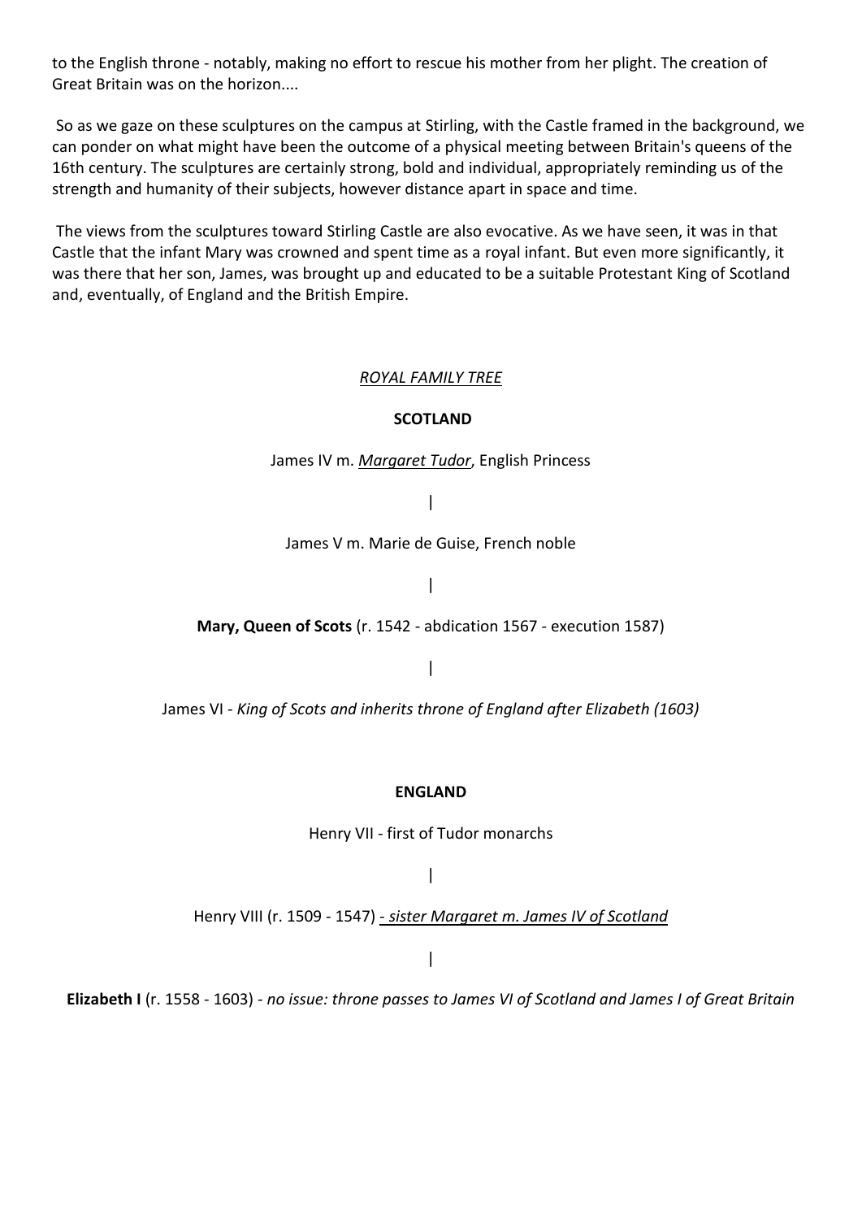to the English throne - notably, making no effort to rescue his mother from her plight. The creation of Great Britain was on the horizon....

So as we gaze on these sculptures on the campus at Stirling, with the Castle framed in the background, we can ponder on what might have been the outcome of a physical meeting between Britain's queens of the 16th century. The sculptures are certainly strong, bold and individual, appropriately reminding us of the strength and humanity of their subjects, however distance apart in space and time.

The views from the sculptures toward Stirling Castle are also evocative. As we have seen, it was in that Castle that the infant Mary was crowned and spent time as a royal infant. But even more significantly, it was there that her son, James, was brought up and educated to be a suitable Protestant King of Scotland and, eventually, of England and the British Empire.

*ROYAL FAMILY TREE*

**SCOTLAND**

James IV m. *Margaret Tudor*, English Princess

|

James V m. Marie de Guise, French noble

|

**Mary, Queen of Scots** (r. 1542 - abdication 1567 - execution 1587)

|

James VI - *King of Scots and inherits throne of England after Elizabeth (1603)*

**ENGLAND**

Henry VII - first of Tudor monarchs

|

Henry VIII (r. 1509 - 1547) *- sister Margaret m. James IV of Scotland*

|

**Elizabeth I** (r. 1558 - 1603) - *no issue: throne passes to James VI of Scotland and James I of Great Britain*